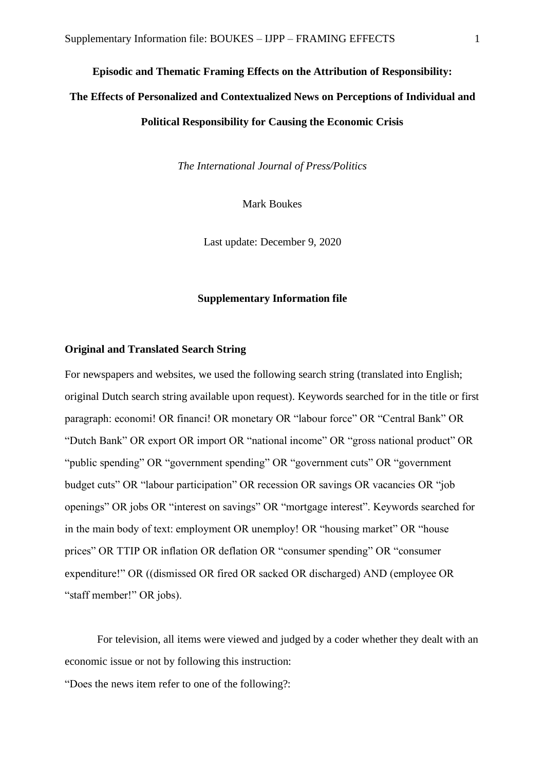**Episodic and Thematic Framing Effects on the Attribution of Responsibility:**

**The Effects of Personalized and Contextualized News on Perceptions of Individual and Political Responsibility for Causing the Economic Crisis**

*The International Journal of Press/Politics*

Mark Boukes

Last update: December 9, 2020

**Supplementary Information file**

## Original and Translated Search String

For newspapers and websites, we used the following search string (translated into English; original Dutch search string available upon request). Keywords searched for in the title or first paragraph: economi! OR financi! OR monetary OR "labour force" OR "Central Bank" OR "Dutch Bank" OR export OR import OR "national income" OR "gross national product" OR "public spending" OR "government spending" OR "government cuts" OR "government budget cuts" OR "labour participation" OR recession OR savings OR vacancies OR "job openings" OR jobs OR "interest on savings" OR "mortgage interest". Keywords searched for in the main body of text: employment OR unemploy! OR "housing market" OR "house prices" OR TTIP OR inflation OR deflation OR "consumer spending" OR "consumer expenditure!" OR ((dismissed OR fired OR sacked OR discharged) AND (employee OR "staff member!" OR jobs).

For television, all items were viewed and judged by a coder whether they dealt with an economic issue or not by following this instruction:

"Does the news item refer to one of the following?: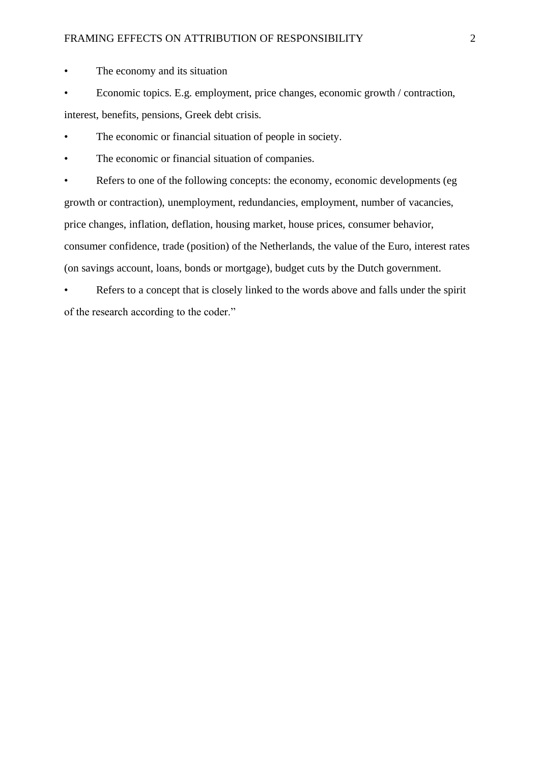- The economy and its situation
- Economic topics. E.g. employment, price changes, economic growth / contraction, interest, benefits, pensions, Greek debt crisis.
- The economic or financial situation of people in society.
- The economic or financial situation of companies.
- Refers to one of the following concepts: the economy, economic developments (eg growth or contraction), unemployment, redundancies, employment, number of vacancies, price changes, inflation, deflation, housing market, house prices, consumer behavior, consumer confidence, trade (position) of the Netherlands, the value of the Euro, interest rates (on savings account, loans, bonds or mortgage), budget cuts by the Dutch government.
- Refers to a concept that is closely linked to the words above and falls under the spirit of the research according to the coder."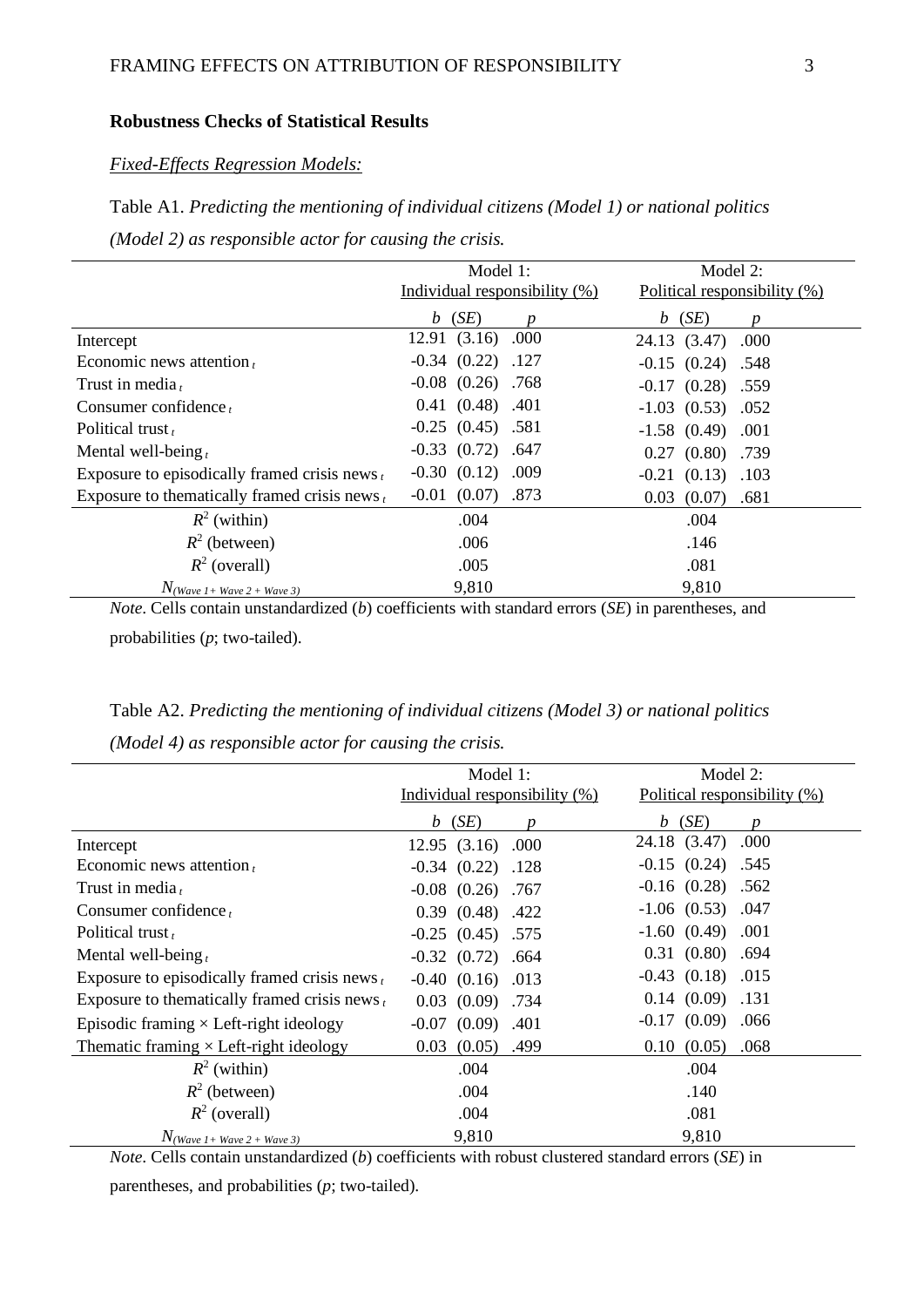**Robustness Checks of Statistical Results**

*Fixed-Effects Regression Models:*

Table A1. *Predicting the mentioning of individual citizens (Model 1) or national politics (Model 2) as responsible actor for causing the crisis.*

| | Model 1: Individual responsibility (%) | | | Model 2: Political responsibility (%) | | |
|---|---|---|---|---|---|---|
| | *b* | (*SE*) | *p* | *b* | (*SE*) | *p* |
| Intercept | 12.91 | (3.16) | .000 | 24.13 | (3.47) | .000 |
| Economic news attention $_t$ | -0.34 | (0.22) | .127 | -0.15 | (0.24) | .548 |
| Trust in media $_t$ | -0.08 | (0.26) | .768 | -0.17 | (0.28) | .559 |
| Consumer confidence $_t$ | 0.41 | (0.48) | .401 | -1.03 | (0.53) | .052 |
| Political trust $_t$ | -0.25 | (0.45) | .581 | -1.58 | (0.49) | .001 |
| Mental well-being $_t$ | -0.33 | (0.72) | .647 | 0.27 | (0.80) | .739 |
| Exposure to episodically framed crisis news $_t$ | -0.30 | (0.12) | .009 | -0.21 | (0.13) | .103 |
| Exposure to thematically framed crisis news $_t$ | -0.01 | (0.07) | .873 | 0.03 | (0.07) | .681 |
| $R^2$ (within) | .004 | | | .004 | | |
| $R^2$ (between) | .006 | | | .146 | | |
| $R^2$ (overall) | .005 | | | .081 | | |
| $N_{(Wave\ 1+\ Wave\ 2\ +\ Wave\ 3)}$ | 9,810 | | | 9,810 | | |

*Note*. Cells contain unstandardized (*b*) coefficients with standard errors (*SE*) in parentheses, and probabilities (*p*; two-tailed).

Table A2. *Predicting the mentioning of individual citizens (Model 3) or national politics (Model 4) as responsible actor for causing the crisis.*

| | Model 1: Individual responsibility (%) | | | Model 2: Political responsibility (%) | | |
|---|---|---|---|---|---|---|
| | *b* | (*SE*) | *p* | *b* | (*SE*) | *p* |
| Intercept | 12.95 | (3.16) | .000 | 24.18 | (3.47) | .000 |
| Economic news attention $_t$ | -0.34 | (0.22) | .128 | -0.15 | (0.24) | .545 |
| Trust in media $_t$ | -0.08 | (0.26) | .767 | -0.16 | (0.28) | .562 |
| Consumer confidence $_t$ | 0.39 | (0.48) | .422 | -1.06 | (0.53) | .047 |
| Political trust $_t$ | -0.25 | (0.45) | .575 | -1.60 | (0.49) | .001 |
| Mental well-being $_t$ | -0.32 | (0.72) | .664 | 0.31 | (0.80) | .694 |
| Exposure to episodically framed crisis news $_t$ | -0.40 | (0.16) | .013 | -0.43 | (0.18) | .015 |
| Exposure to thematically framed crisis news $_t$ | 0.03 | (0.09) | .734 | 0.14 | (0.09) | .131 |
| Episodic framing × Left-right ideology | -0.07 | (0.09) | .401 | -0.17 | (0.09) | .066 |
| Thematic framing × Left-right ideology | 0.03 | (0.05) | .499 | 0.10 | (0.05) | .068 |
| $R^2$ (within) | .004 | | | .004 | | |
| $R^2$ (between) | .004 | | | .140 | | |
| $R^2$ (overall) | .004 | | | .081 | | |
| $N_{(Wave\ 1+\ Wave\ 2\ +\ Wave\ 3)}$ | 9,810 | | | 9,810 | | |

*Note*. Cells contain unstandardized (*b*) coefficients with robust clustered standard errors (*SE*) in parentheses, and probabilities (*p*; two-tailed).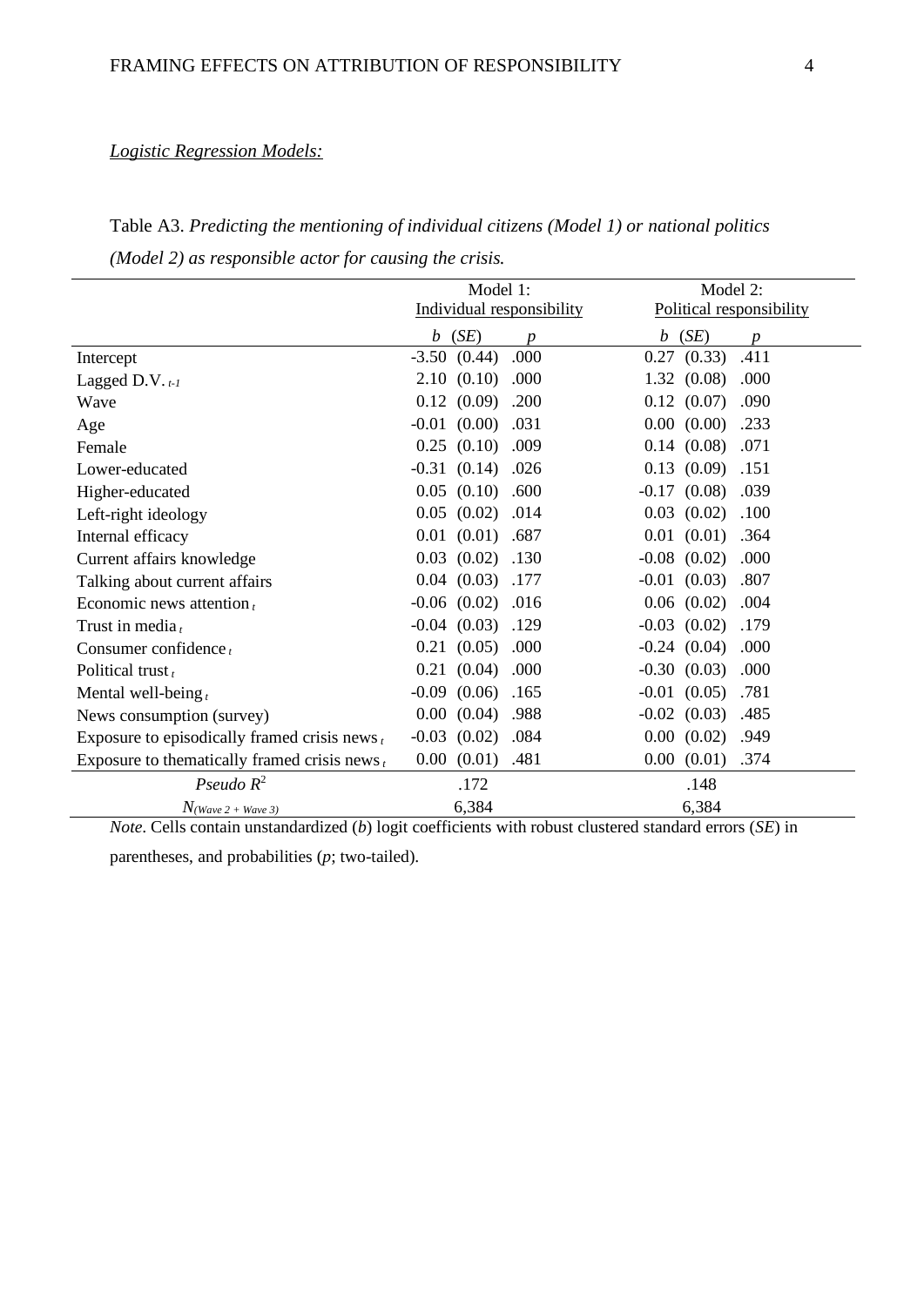*Logistic Regression Models:*

Table A3. *Predicting the mentioning of individual citizens (Model 1) or national politics (Model 2) as responsible actor for causing the crisis.*

| | Model 1: Individual responsibility | | Model 2: Political responsibility | |
|---|---|---|---|---|
| | *b* (*SE*) | *p* | *b* (*SE*) | *p* |
| Intercept | -3.50 (0.44) | .000 | 0.27 (0.33) | .411 |
| Lagged D.V. $_{t-1}$ | 2.10 (0.10) | .000 | 1.32 (0.08) | .000 |
| Wave | 0.12 (0.09) | .200 | 0.12 (0.07) | .090 |
| Age | -0.01 (0.00) | .031 | 0.00 (0.00) | .233 |
| Female | 0.25 (0.10) | .009 | 0.14 (0.08) | .071 |
| Lower-educated | -0.31 (0.14) | .026 | 0.13 (0.09) | .151 |
| Higher-educated | 0.05 (0.10) | .600 | -0.17 (0.08) | .039 |
| Left-right ideology | 0.05 (0.02) | .014 | 0.03 (0.02) | .100 |
| Internal efficacy | 0.01 (0.01) | .687 | 0.01 (0.01) | .364 |
| Current affairs knowledge | 0.03 (0.02) | .130 | -0.08 (0.02) | .000 |
| Talking about current affairs | 0.04 (0.03) | .177 | -0.01 (0.03) | .807 |
| Economic news attention $_t$ | -0.06 (0.02) | .016 | 0.06 (0.02) | .004 |
| Trust in media $_t$ | -0.04 (0.03) | .129 | -0.03 (0.02) | .179 |
| Consumer confidence $_t$ | 0.21 (0.05) | .000 | -0.24 (0.04) | .000 |
| Political trust $_t$ | 0.21 (0.04) | .000 | -0.30 (0.03) | .000 |
| Mental well-being $_t$ | -0.09 (0.06) | .165 | -0.01 (0.05) | .781 |
| News consumption (survey) | 0.00 (0.04) | .988 | -0.02 (0.03) | .485 |
| Exposure to episodically framed crisis news $_t$ | -0.03 (0.02) | .084 | 0.00 (0.02) | .949 |
| Exposure to thematically framed crisis news $_t$ | 0.00 (0.01) | .481 | 0.00 (0.01) | .374 |
| *Pseudo* $R^2$ | .172 | | .148 | |
| $N_{(Wave\ 2\ +\ Wave\ 3)}$ | 6,384 | | 6,384 | |

*Note*. Cells contain unstandardized (*b*) logit coefficients with robust clustered standard errors (*SE*) in parentheses, and probabilities (*p*; two-tailed).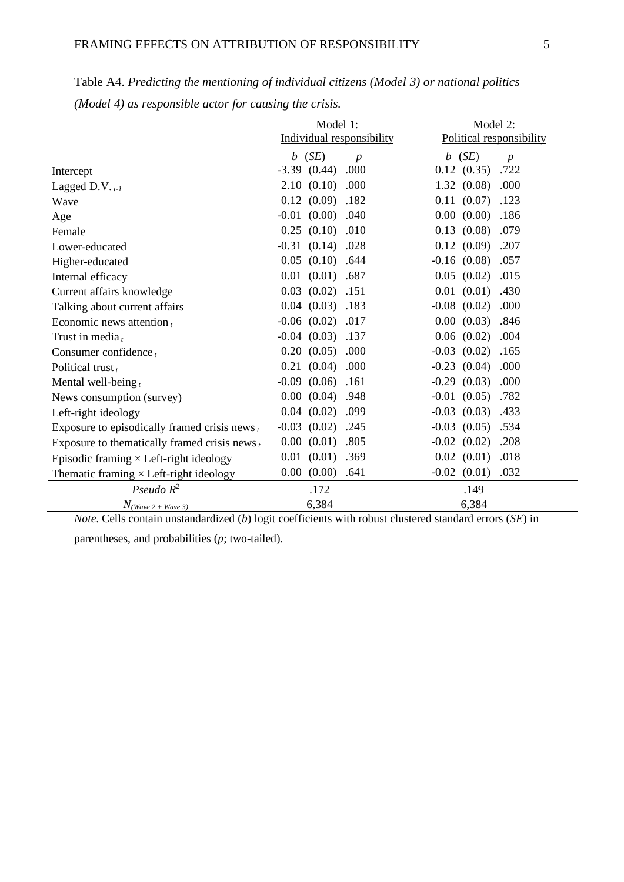Table A4. *Predicting the mentioning of individual citizens (Model 3) or national politics (Model 4) as responsible actor for causing the crisis.*

| | Model 1: Individual responsibility | | Model 2: Political responsibility | |
|---|---|---|---|---|
| | *b* (*SE*) | *p* | *b* (*SE*) | *p* |
| Intercept | -3.39 (0.44) | .000 | 0.12 (0.35) | .722 |
| Lagged D.V. $_{t\text{-}1}$ | 2.10 (0.10) | .000 | 1.32 (0.08) | .000 |
| Wave | 0.12 (0.09) | .182 | 0.11 (0.07) | .123 |
| Age | -0.01 (0.00) | .040 | 0.00 (0.00) | .186 |
| Female | 0.25 (0.10) | .010 | 0.13 (0.08) | .079 |
| Lower-educated | -0.31 (0.14) | .028 | 0.12 (0.09) | .207 |
| Higher-educated | 0.05 (0.10) | .644 | -0.16 (0.08) | .057 |
| Internal efficacy | 0.01 (0.01) | .687 | 0.05 (0.02) | .015 |
| Current affairs knowledge | 0.03 (0.02) | .151 | 0.01 (0.01) | .430 |
| Talking about current affairs | 0.04 (0.03) | .183 | -0.08 (0.02) | .000 |
| Economic news attention $_{t}$ | -0.06 (0.02) | .017 | 0.00 (0.03) | .846 |
| Trust in media $_{t}$ | -0.04 (0.03) | .137 | 0.06 (0.02) | .004 |
| Consumer confidence $_{t}$ | 0.20 (0.05) | .000 | -0.03 (0.02) | .165 |
| Political trust $_{t}$ | 0.21 (0.04) | .000 | -0.23 (0.04) | .000 |
| Mental well-being $_{t}$ | -0.09 (0.06) | .161 | -0.29 (0.03) | .000 |
| News consumption (survey) | 0.00 (0.04) | .948 | -0.01 (0.05) | .782 |
| Left-right ideology | 0.04 (0.02) | .099 | -0.03 (0.03) | .433 |
| Exposure to episodically framed crisis news $_{t}$ | -0.03 (0.02) | .245 | -0.03 (0.05) | .534 |
| Exposure to thematically framed crisis news $_{t}$ | 0.00 (0.01) | .805 | -0.02 (0.02) | .208 |
| Episodic framing × Left-right ideology | 0.01 (0.01) | .369 | 0.02 (0.01) | .018 |
| Thematic framing × Left-right ideology | 0.00 (0.00) | .641 | -0.02 (0.01) | .032 |
| *Pseudo* $R^2$ | .172 | | .149 | |
| $N_{(Wave\ 2\ +\ Wave\ 3)}$ | 6,384 | | 6,384 | |

*Note*. Cells contain unstandardized (*b*) logit coefficients with robust clustered standard errors (*SE*) in parentheses, and probabilities (*p*; two-tailed).